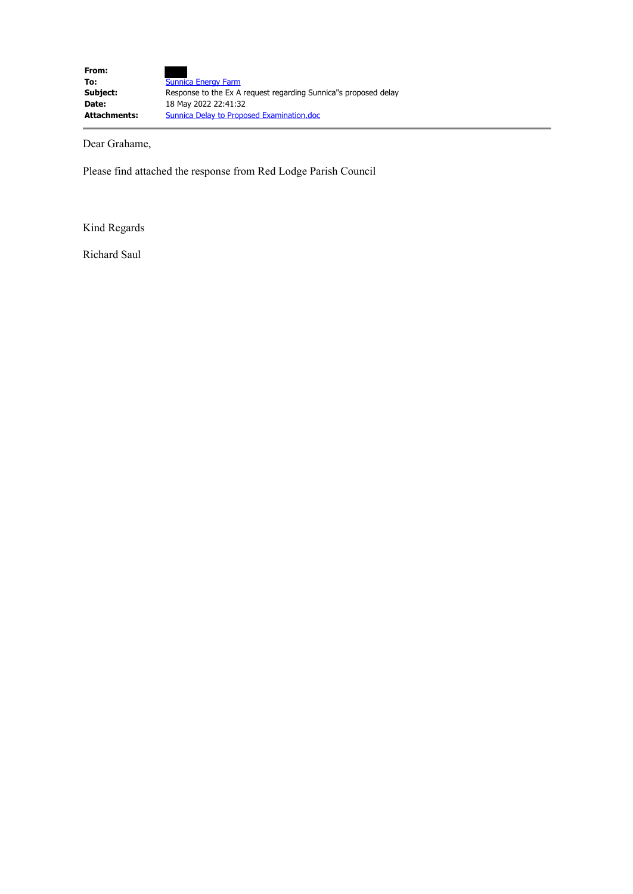| | |
|---|---|
| **From:** | |
| **To:** | Sunnica Energy Farm |
| **Subject:** | Response to the Ex A request regarding Sunnica"s proposed delay |
| **Date:** | 18 May 2022 22:41:32 |
| **Attachments:** | Sunnica Delay to Proposed Examination.doc |

---

Dear Grahame,

Please find attached the response from Red Lodge Parish Council

Kind Regards

Richard Saul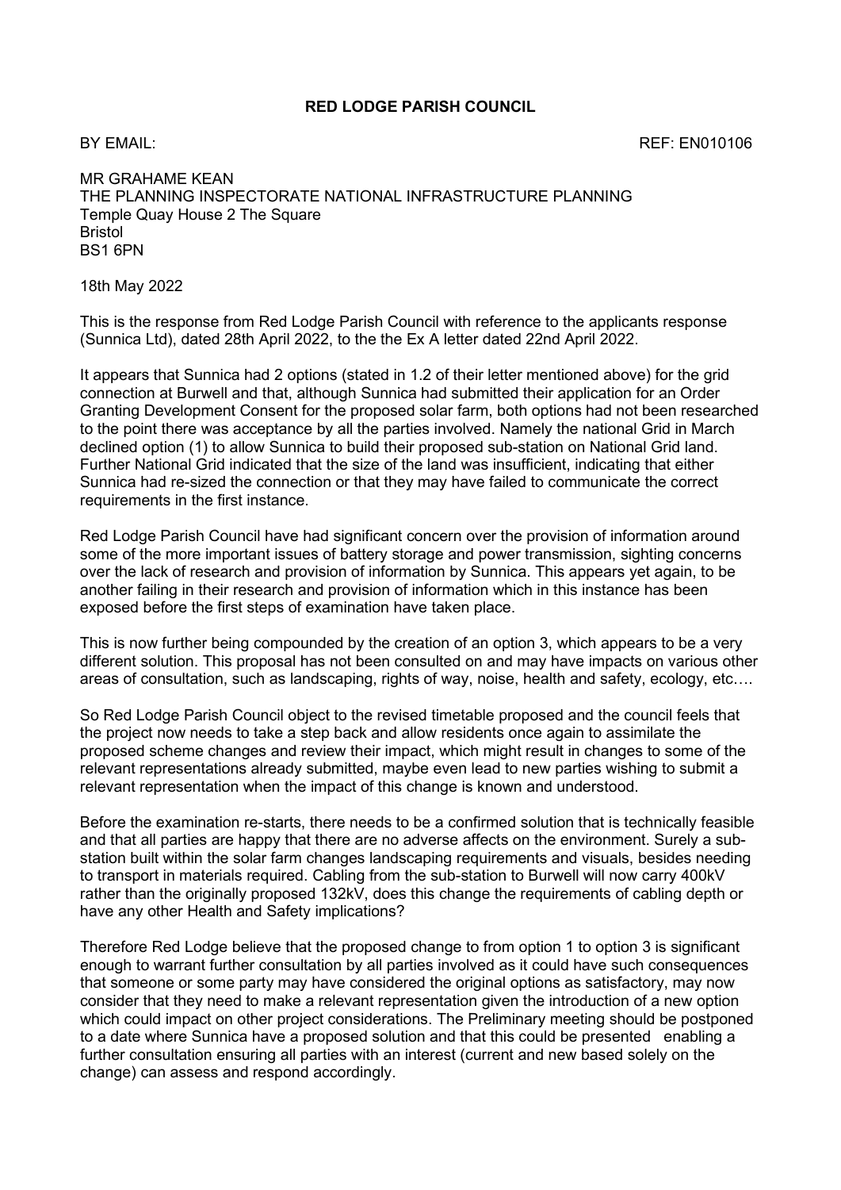**RED LODGE PARISH COUNCIL**

BY EMAIL: REF: EN010106

MR GRAHAME KEAN
THE PLANNING INSPECTORATE NATIONAL INFRASTRUCTURE PLANNING
Temple Quay House 2 The Square
Bristol
BS1 6PN

18th May 2022

This is the response from Red Lodge Parish Council with reference to the applicants response (Sunnica Ltd), dated 28th April 2022, to the the Ex A letter dated 22nd April 2022.

It appears that Sunnica had 2 options (stated in 1.2 of their letter mentioned above) for the grid connection at Burwell and that, although Sunnica had submitted their application for an Order Granting Development Consent for the proposed solar farm, both options had not been researched to the point there was acceptance by all the parties involved. Namely the national Grid in March declined option (1) to allow Sunnica to build their proposed sub-station on National Grid land. Further National Grid indicated that the size of the land was insufficient, indicating that either Sunnica had re-sized the connection or that they may have failed to communicate the correct requirements in the first instance.

Red Lodge Parish Council have had significant concern over the provision of information around some of the more important issues of battery storage and power transmission, sighting concerns over the lack of research and provision of information by Sunnica. This appears yet again, to be another failing in their research and provision of information which in this instance has been exposed before the first steps of examination have taken place.

This is now further being compounded by the creation of an option 3, which appears to be a very different solution. This proposal has not been consulted on and may have impacts on various other areas of consultation, such as landscaping, rights of way, noise, health and safety, ecology, etc….

So Red Lodge Parish Council object to the revised timetable proposed and the council feels that the project now needs to take a step back and allow residents once again to assimilate the proposed scheme changes and review their impact, which might result in changes to some of the relevant representations already submitted, maybe even lead to new parties wishing to submit a relevant representation when the impact of this change is known and understood.

Before the examination re-starts, there needs to be a confirmed solution that is technically feasible and that all parties are happy that there are no adverse affects on the environment. Surely a sub-station built within the solar farm changes landscaping requirements and visuals, besides needing to transport in materials required. Cabling from the sub-station to Burwell will now carry 400kV rather than the originally proposed 132kV, does this change the requirements of cabling depth or have any other Health and Safety implications?

Therefore Red Lodge believe that the proposed change to from option 1 to option 3 is significant enough to warrant further consultation by all parties involved as it could have such consequences that someone or some party may have considered the original options as satisfactory, may now consider that they need to make a relevant representation given the introduction of a new option which could impact on other project considerations. The Preliminary meeting should be postponed to a date where Sunnica have a proposed solution and that this could be presented enabling a further consultation ensuring all parties with an interest (current and new based solely on the change) can assess and respond accordingly.